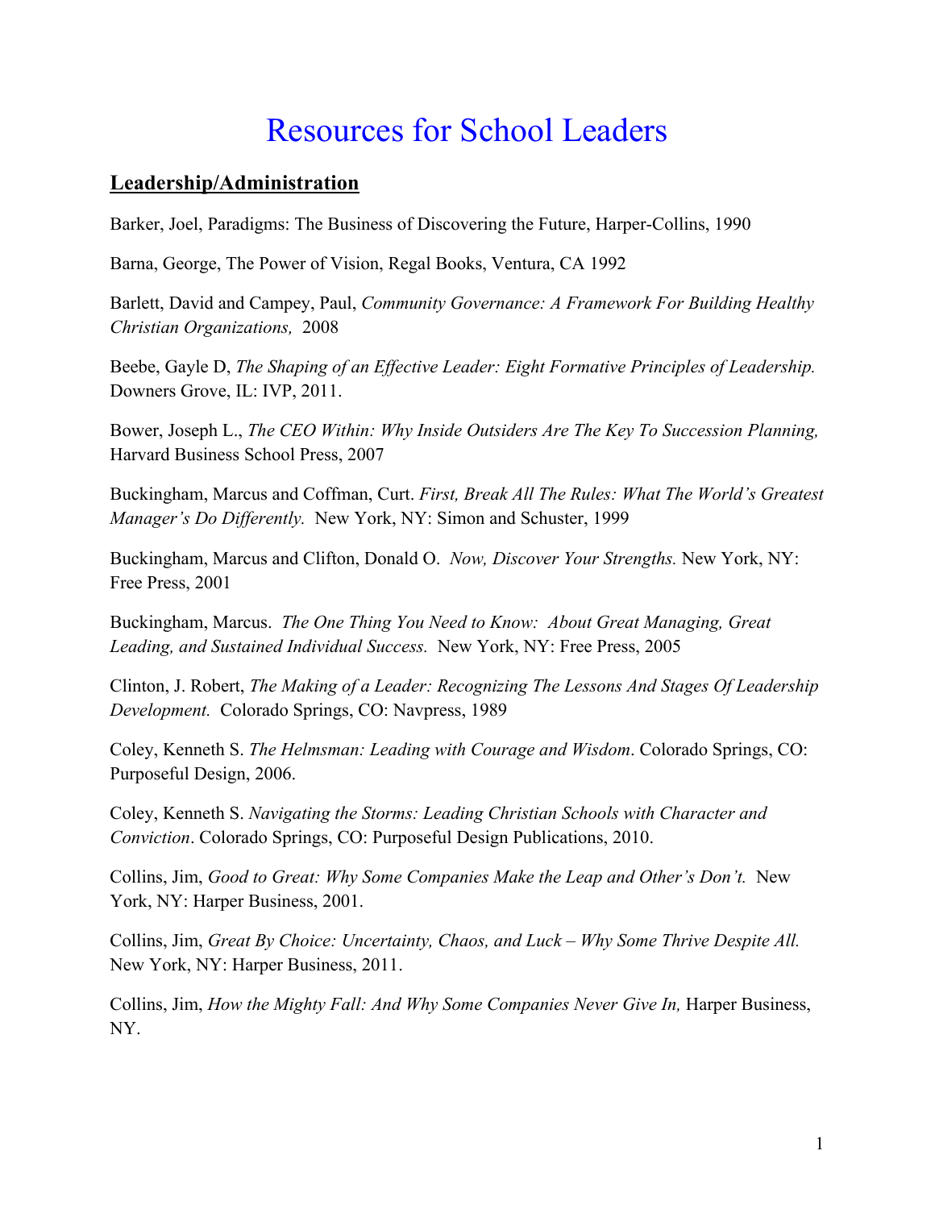# Resources for School Leaders

## **Leadership/Administration**

Barker, Joel, Paradigms: The Business of Discovering the Future, Harper-Collins, 1990

Barna, George, The Power of Vision, Regal Books, Ventura, CA 1992

Barlett, David and Campey, Paul, *Community Governance: A Framework For Building Healthy Christian Organizations,* 2008

Beebe, Gayle D, *The Shaping of an Effective Leader: Eight Formative Principles of Leadership.* Downers Grove, IL: IVP, 2011.

Bower, Joseph L., *The CEO Within: Why Inside Outsiders Are The Key To Succession Planning,* Harvard Business School Press, 2007

Buckingham, Marcus and Coffman, Curt. *First, Break All The Rules: What The World's Greatest Manager's Do Differently.* New York, NY: Simon and Schuster, 1999

Buckingham, Marcus and Clifton, Donald O. *Now, Discover Your Strengths.* New York, NY: Free Press, 2001

Buckingham, Marcus. *The One Thing You Need to Know: About Great Managing, Great Leading, and Sustained Individual Success.* New York, NY: Free Press, 2005

Clinton, J. Robert, *The Making of a Leader: Recognizing The Lessons And Stages Of Leadership Development.* Colorado Springs, CO: Navpress, 1989

Coley, Kenneth S. *The Helmsman: Leading with Courage and Wisdom*. Colorado Springs, CO: Purposeful Design, 2006.

Coley, Kenneth S. *Navigating the Storms: Leading Christian Schools with Character and Conviction*. Colorado Springs, CO: Purposeful Design Publications, 2010.

Collins, Jim, *Good to Great: Why Some Companies Make the Leap and Other's Don't.* New York, NY: Harper Business, 2001.

Collins, Jim, *Great By Choice: Uncertainty, Chaos, and Luck – Why Some Thrive Despite All.* New York, NY: Harper Business, 2011.

Collins, Jim, *How the Mighty Fall: And Why Some Companies Never Give In,* Harper Business, NY.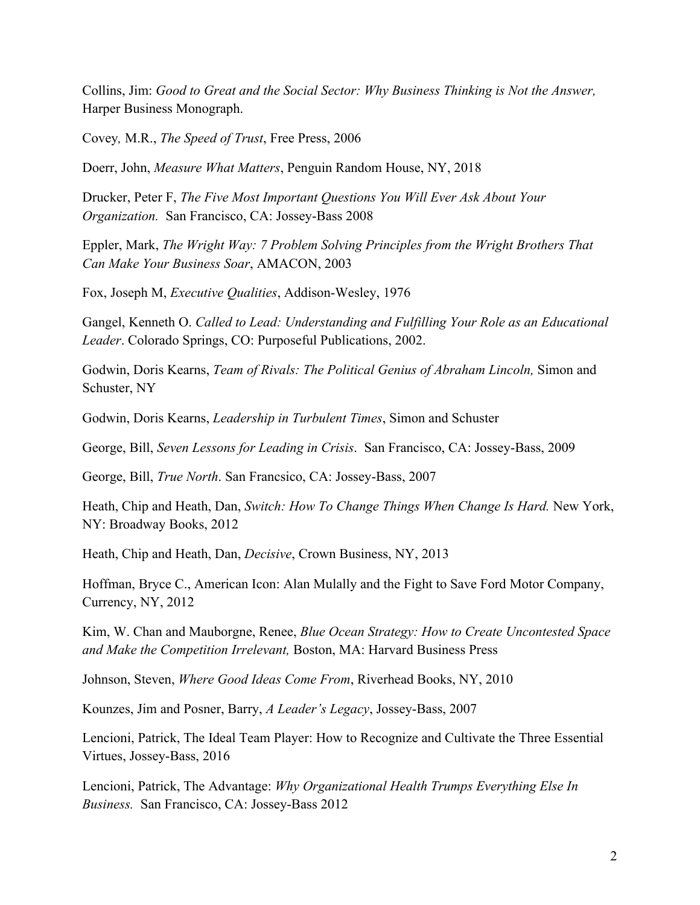Collins, Jim: *Good to Great and the Social Sector: Why Business Thinking is Not the Answer,* Harper Business Monograph.

Covey*,* M.R., *The Speed of Trust*, Free Press, 2006

Doerr, John, *Measure What Matters*, Penguin Random House, NY, 2018

Drucker, Peter F, *The Five Most Important Questions You Will Ever Ask About Your Organization.* San Francisco, CA: Jossey-Bass 2008

Eppler, Mark, *The Wright Way: 7 Problem Solving Principles from the Wright Brothers That Can Make Your Business Soar*, AMACON, 2003

Fox, Joseph M, *Executive Qualities*, Addison-Wesley, 1976

Gangel, Kenneth O. *Called to Lead: Understanding and Fulfilling Your Role as an Educational Leader*. Colorado Springs, CO: Purposeful Publications, 2002.

Godwin, Doris Kearns, *Team of Rivals: The Political Genius of Abraham Lincoln,* Simon and Schuster, NY

Godwin, Doris Kearns, *Leadership in Turbulent Times*, Simon and Schuster

George, Bill, *Seven Lessons for Leading in Crisis*. San Francisco, CA: Jossey-Bass, 2009

George, Bill, *True North*. San Francsico, CA: Jossey-Bass, 2007

Heath, Chip and Heath, Dan, *Switch: How To Change Things When Change Is Hard.* New York, NY: Broadway Books, 2012

Heath, Chip and Heath, Dan, *Decisive*, Crown Business, NY, 2013

Hoffman, Bryce C., American Icon: Alan Mulally and the Fight to Save Ford Motor Company, Currency, NY, 2012

Kim, W. Chan and Mauborgne, Renee, *Blue Ocean Strategy: How to Create Uncontested Space and Make the Competition Irrelevant,* Boston, MA: Harvard Business Press

Johnson, Steven, *Where Good Ideas Come From*, Riverhead Books, NY, 2010

Kounzes, Jim and Posner, Barry, *A Leader's Legacy*, Jossey-Bass, 2007

Lencioni, Patrick, The Ideal Team Player: How to Recognize and Cultivate the Three Essential Virtues, Jossey-Bass, 2016

Lencioni, Patrick, The Advantage: *Why Organizational Health Trumps Everything Else In Business.* San Francisco, CA: Jossey-Bass 2012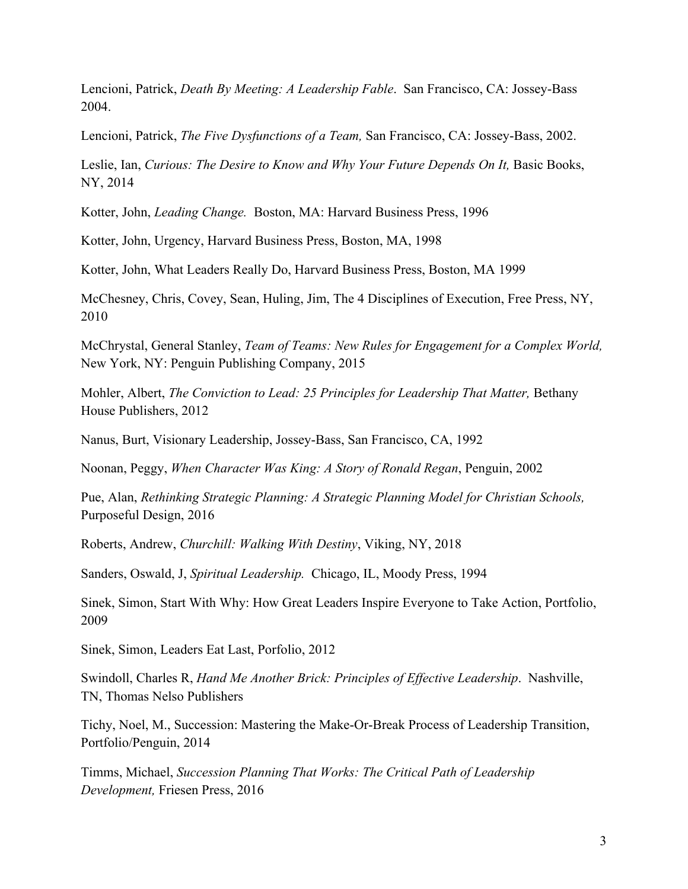Lencioni, Patrick, *Death By Meeting: A Leadership Fable*. San Francisco, CA: Jossey-Bass 2004.

Lencioni, Patrick, *The Five Dysfunctions of a Team,* San Francisco, CA: Jossey-Bass, 2002.

Leslie, Ian, *Curious: The Desire to Know and Why Your Future Depends On It,* Basic Books, NY, 2014

Kotter, John, *Leading Change.* Boston, MA: Harvard Business Press, 1996

Kotter, John, Urgency, Harvard Business Press, Boston, MA, 1998

Kotter, John, What Leaders Really Do, Harvard Business Press, Boston, MA 1999

McChesney, Chris, Covey, Sean, Huling, Jim, The 4 Disciplines of Execution, Free Press, NY, 2010

McChrystal, General Stanley, *Team of Teams: New Rules for Engagement for a Complex World,* New York, NY: Penguin Publishing Company, 2015

Mohler, Albert, *The Conviction to Lead: 25 Principles for Leadership That Matter,* Bethany House Publishers, 2012

Nanus, Burt, Visionary Leadership, Jossey-Bass, San Francisco, CA, 1992

Noonan, Peggy, *When Character Was King: A Story of Ronald Regan*, Penguin, 2002

Pue, Alan, *Rethinking Strategic Planning: A Strategic Planning Model for Christian Schools,* Purposeful Design, 2016

Roberts, Andrew, *Churchill: Walking With Destiny*, Viking, NY, 2018

Sanders, Oswald, J, *Spiritual Leadership.* Chicago, IL, Moody Press, 1994

Sinek, Simon, Start With Why: How Great Leaders Inspire Everyone to Take Action, Portfolio, 2009

Sinek, Simon, Leaders Eat Last, Porfolio, 2012

Swindoll, Charles R, *Hand Me Another Brick: Principles of Effective Leadership*. Nashville, TN, Thomas Nelso Publishers

Tichy, Noel, M., Succession: Mastering the Make-Or-Break Process of Leadership Transition, Portfolio/Penguin, 2014

Timms, Michael, *Succession Planning That Works: The Critical Path of Leadership Development,* Friesen Press, 2016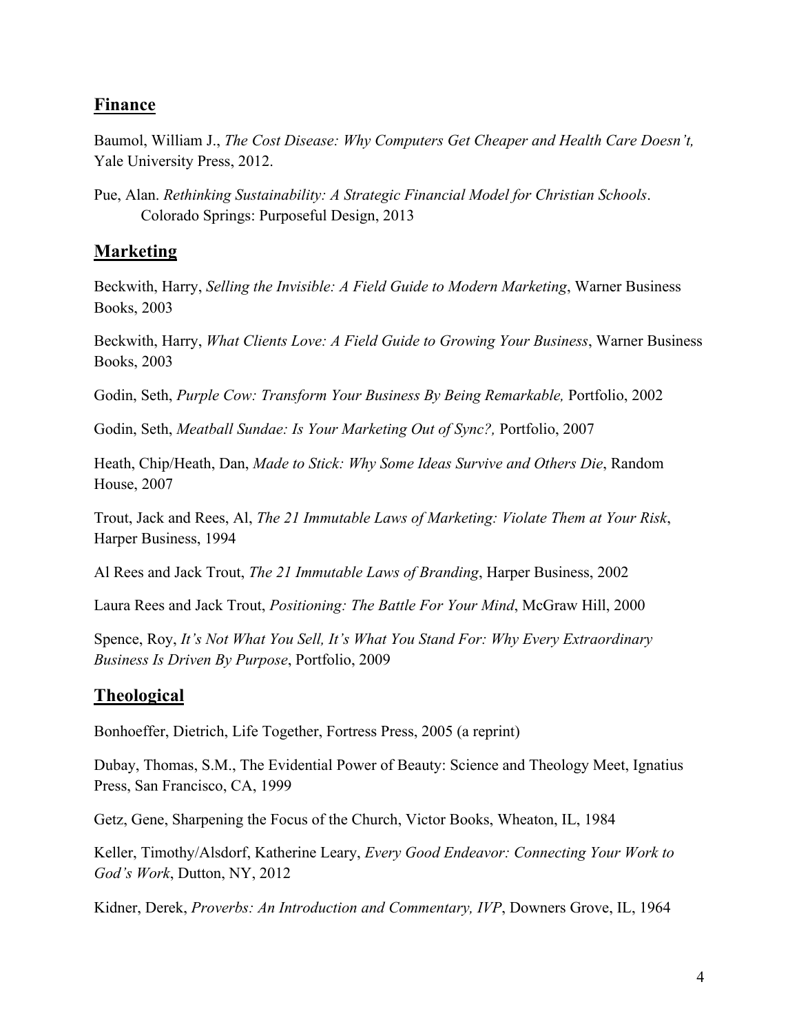## Finance

Baumol, William J., *The Cost Disease: Why Computers Get Cheaper and Health Care Doesn't,* Yale University Press, 2012.

Pue, Alan. *Rethinking Sustainability: A Strategic Financial Model for Christian Schools*. Colorado Springs: Purposeful Design, 2013

## Marketing

Beckwith, Harry, *Selling the Invisible: A Field Guide to Modern Marketing*, Warner Business Books, 2003

Beckwith, Harry, *What Clients Love: A Field Guide to Growing Your Business*, Warner Business Books, 2003

Godin, Seth, *Purple Cow: Transform Your Business By Being Remarkable,* Portfolio, 2002

Godin, Seth, *Meatball Sundae: Is Your Marketing Out of Sync?,* Portfolio, 2007

Heath, Chip/Heath, Dan, *Made to Stick: Why Some Ideas Survive and Others Die*, Random House, 2007

Trout, Jack and Rees, Al, *The 21 Immutable Laws of Marketing: Violate Them at Your Risk*, Harper Business, 1994

Al Rees and Jack Trout, *The 21 Immutable Laws of Branding*, Harper Business, 2002

Laura Rees and Jack Trout, *Positioning: The Battle For Your Mind*, McGraw Hill, 2000

Spence, Roy, *It's Not What You Sell, It's What You Stand For: Why Every Extraordinary Business Is Driven By Purpose*, Portfolio, 2009

## Theological

Bonhoeffer, Dietrich, Life Together, Fortress Press, 2005 (a reprint)

Dubay, Thomas, S.M., The Evidential Power of Beauty: Science and Theology Meet, Ignatius Press, San Francisco, CA, 1999

Getz, Gene, Sharpening the Focus of the Church, Victor Books, Wheaton, IL, 1984

Keller, Timothy/Alsdorf, Katherine Leary, *Every Good Endeavor: Connecting Your Work to God's Work*, Dutton, NY, 2012

Kidner, Derek, *Proverbs: An Introduction and Commentary, IVP*, Downers Grove, IL, 1964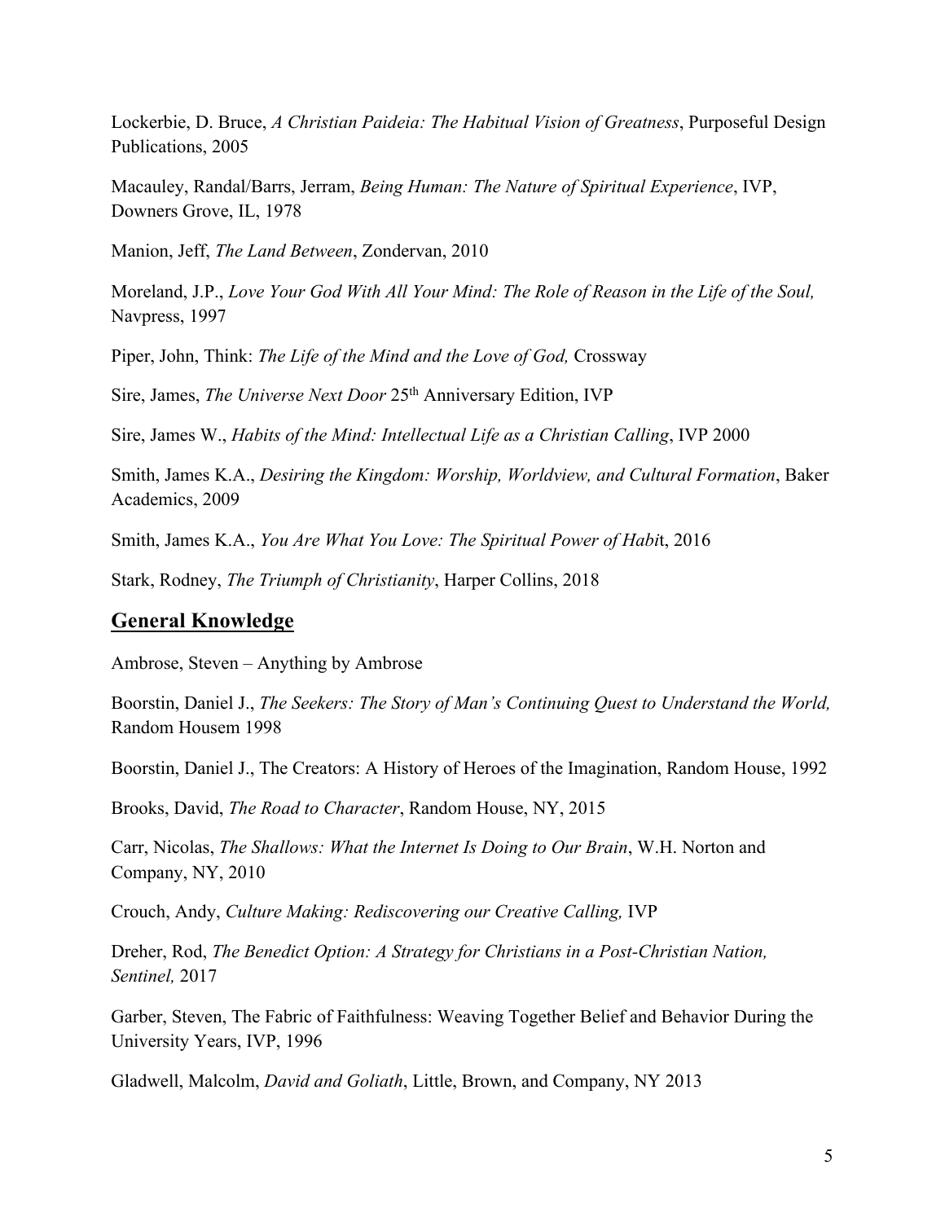Lockerbie, D. Bruce, *A Christian Paideia: The Habitual Vision of Greatness*, Purposeful Design Publications, 2005

Macauley, Randal/Barrs, Jerram, *Being Human: The Nature of Spiritual Experience*, IVP, Downers Grove, IL, 1978

Manion, Jeff, *The Land Between*, Zondervan, 2010

Moreland, J.P., *Love Your God With All Your Mind: The Role of Reason in the Life of the Soul,* Navpress, 1997

Piper, John, Think: *The Life of the Mind and the Love of God,* Crossway

Sire, James, *The Universe Next Door* 25th Anniversary Edition, IVP

Sire, James W., *Habits of the Mind: Intellectual Life as a Christian Calling*, IVP 2000

Smith, James K.A., *Desiring the Kingdom: Worship, Worldview, and Cultural Formation*, Baker Academics, 2009

Smith, James K.A., *You Are What You Love: The Spiritual Power of Habi*t, 2016

Stark, Rodney, *The Triumph of Christianity*, Harper Collins, 2018

## General Knowledge

Ambrose, Steven – Anything by Ambrose

Boorstin, Daniel J., *The Seekers: The Story of Man's Continuing Quest to Understand the World,* Random Housem 1998

Boorstin, Daniel J., The Creators: A History of Heroes of the Imagination, Random House, 1992

Brooks, David, *The Road to Character*, Random House, NY, 2015

Carr, Nicolas, *The Shallows: What the Internet Is Doing to Our Brain*, W.H. Norton and Company, NY, 2010

Crouch, Andy, *Culture Making: Rediscovering our Creative Calling,* IVP

Dreher, Rod, *The Benedict Option: A Strategy for Christians in a Post-Christian Nation, Sentinel,* 2017

Garber, Steven, The Fabric of Faithfulness: Weaving Together Belief and Behavior During the University Years, IVP, 1996

Gladwell, Malcolm, *David and Goliath*, Little, Brown, and Company, NY 2013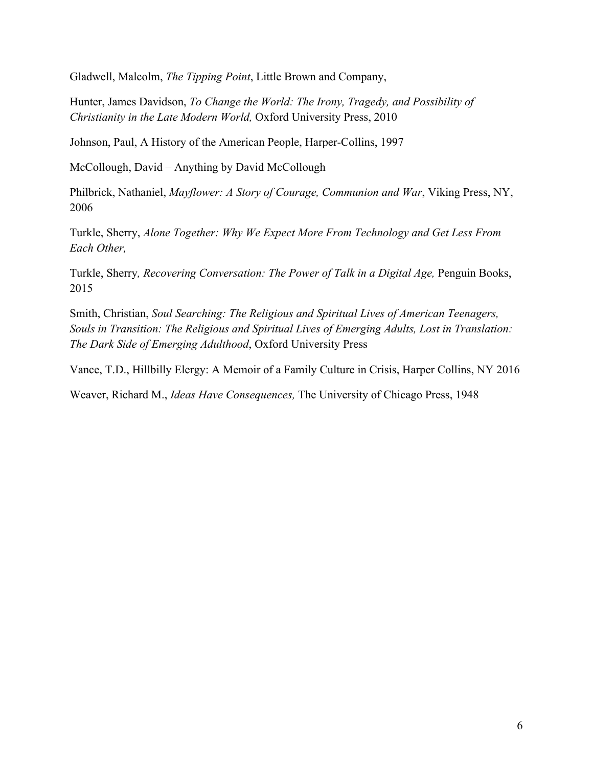Gladwell, Malcolm, *The Tipping Point*, Little Brown and Company,

Hunter, James Davidson, *To Change the World: The Irony, Tragedy, and Possibility of Christianity in the Late Modern World,* Oxford University Press, 2010

Johnson, Paul, A History of the American People, Harper-Collins, 1997

McCollough, David – Anything by David McCollough

Philbrick, Nathaniel, *Mayflower: A Story of Courage, Communion and War*, Viking Press, NY, 2006

Turkle, Sherry, *Alone Together: Why We Expect More From Technology and Get Less From Each Other,*

Turkle, Sherry*, Recovering Conversation: The Power of Talk in a Digital Age,* Penguin Books, 2015

Smith, Christian, *Soul Searching: The Religious and Spiritual Lives of American Teenagers, Souls in Transition: The Religious and Spiritual Lives of Emerging Adults, Lost in Translation: The Dark Side of Emerging Adulthood*, Oxford University Press

Vance, T.D., Hillbilly Elergy: A Memoir of a Family Culture in Crisis, Harper Collins, NY 2016

Weaver, Richard M., *Ideas Have Consequences,* The University of Chicago Press, 1948